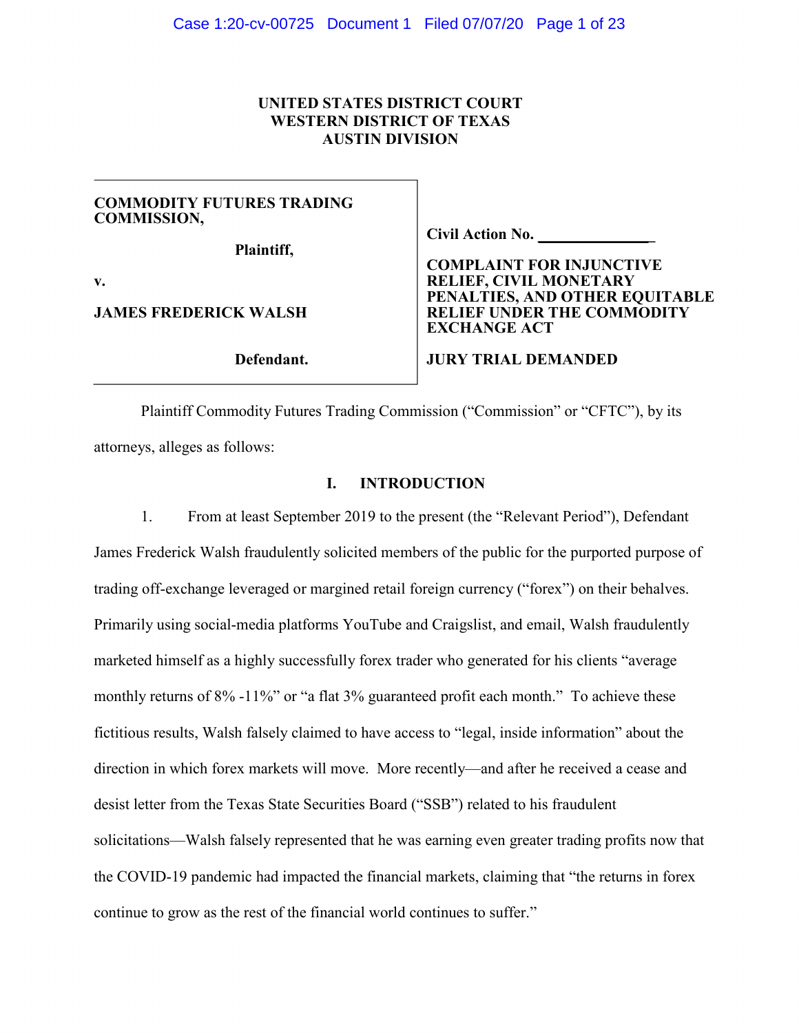**UNITED STATES DISTRICT COURT**
**WESTERN DISTRICT OF TEXAS**
**AUSTIN DIVISION**

| | |
|---|---|
| **COMMODITY FUTURES TRADING COMMISSION,** | **Civil Action No. \_\_\_\_\_\_\_\_\_\_\_\_\_\_\_** |
| **Plaintiff,** | **COMPLAINT FOR INJUNCTIVE RELIEF, CIVIL MONETARY PENALTIES, AND OTHER EQUITABLE RELIEF UNDER THE COMMODITY EXCHANGE ACT** |
| **v.** | |
| **JAMES FREDERICK WALSH** | **JURY TRIAL DEMANDED** |
| **Defendant.** | |

Plaintiff Commodity Futures Trading Commission ("Commission" or "CFTC"), by its attorneys, alleges as follows:

## I. INTRODUCTION

1. From at least September 2019 to the present (the "Relevant Period"), Defendant James Frederick Walsh fraudulently solicited members of the public for the purported purpose of trading off-exchange leveraged or margined retail foreign currency ("forex") on their behalves. Primarily using social-media platforms YouTube and Craigslist, and email, Walsh fraudulently marketed himself as a highly successfully forex trader who generated for his clients "average monthly returns of 8% -11%" or "a flat 3% guaranteed profit each month." To achieve these fictitious results, Walsh falsely claimed to have access to "legal, inside information" about the direction in which forex markets will move. More recently—and after he received a cease and desist letter from the Texas State Securities Board ("SSB") related to his fraudulent solicitations—Walsh falsely represented that he was earning even greater trading profits now that the COVID-19 pandemic had impacted the financial markets, claiming that "the returns in forex continue to grow as the rest of the financial world continues to suffer."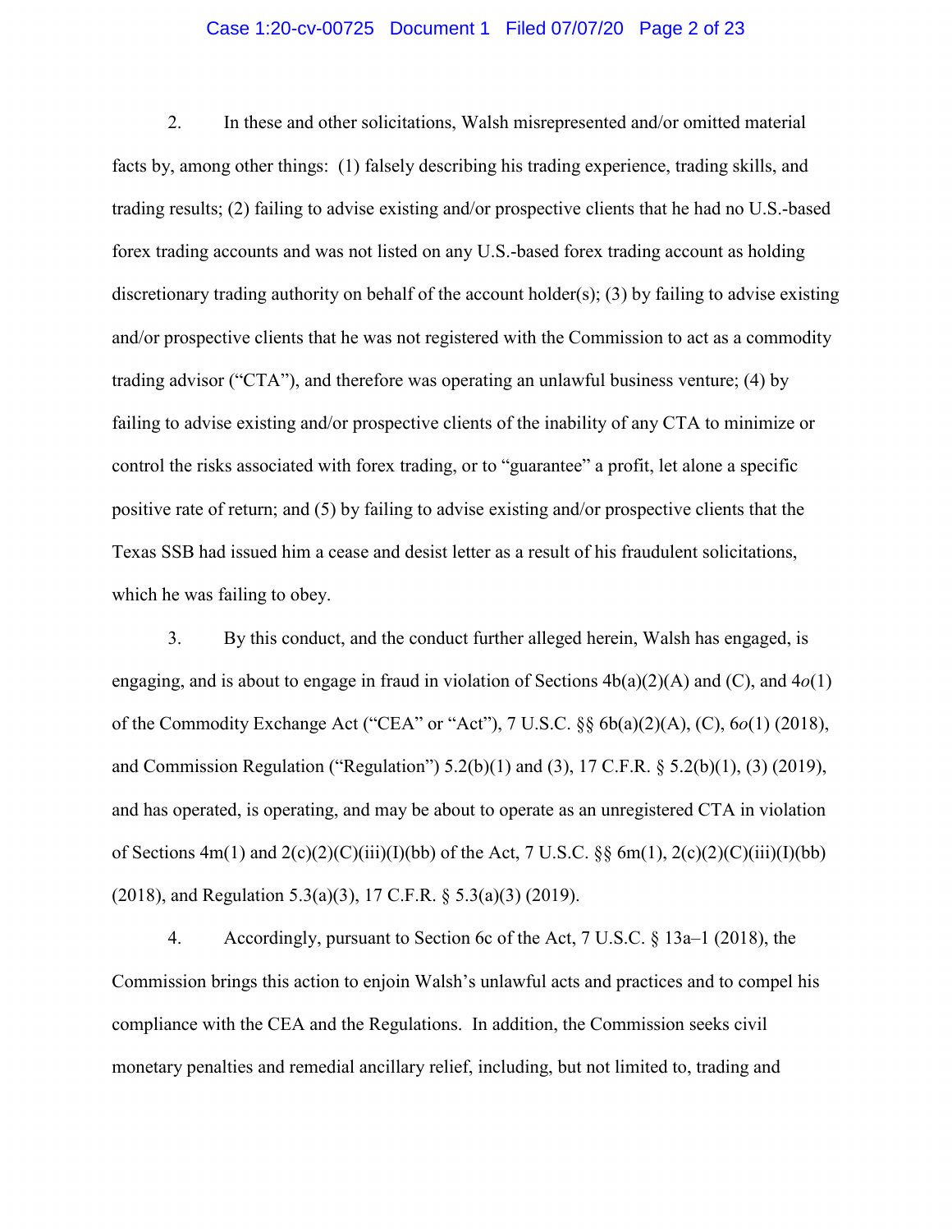2. In these and other solicitations, Walsh misrepresented and/or omitted material facts by, among other things: (1) falsely describing his trading experience, trading skills, and trading results; (2) failing to advise existing and/or prospective clients that he had no U.S.-based forex trading accounts and was not listed on any U.S.-based forex trading account as holding discretionary trading authority on behalf of the account holder(s); (3) by failing to advise existing and/or prospective clients that he was not registered with the Commission to act as a commodity trading advisor ("CTA"), and therefore was operating an unlawful business venture; (4) by failing to advise existing and/or prospective clients of the inability of any CTA to minimize or control the risks associated with forex trading, or to "guarantee" a profit, let alone a specific positive rate of return; and (5) by failing to advise existing and/or prospective clients that the Texas SSB had issued him a cease and desist letter as a result of his fraudulent solicitations, which he was failing to obey.

3. By this conduct, and the conduct further alleged herein, Walsh has engaged, is engaging, and is about to engage in fraud in violation of Sections 4b(a)(2)(A) and (C), and 4*o*(1) of the Commodity Exchange Act ("CEA" or "Act"), 7 U.S.C. §§ 6b(a)(2)(A), (C), 6*o*(1) (2018), and Commission Regulation ("Regulation") 5.2(b)(1) and (3), 17 C.F.R. § 5.2(b)(1), (3) (2019), and has operated, is operating, and may be about to operate as an unregistered CTA in violation of Sections 4m(1) and 2(c)(2)(C)(iii)(I)(bb) of the Act, 7 U.S.C. §§ 6m(1), 2(c)(2)(C)(iii)(I)(bb) (2018), and Regulation 5.3(a)(3), 17 C.F.R. § 5.3(a)(3) (2019).

4. Accordingly, pursuant to Section 6c of the Act, 7 U.S.C. § 13a–1 (2018), the Commission brings this action to enjoin Walsh's unlawful acts and practices and to compel his compliance with the CEA and the Regulations. In addition, the Commission seeks civil monetary penalties and remedial ancillary relief, including, but not limited to, trading and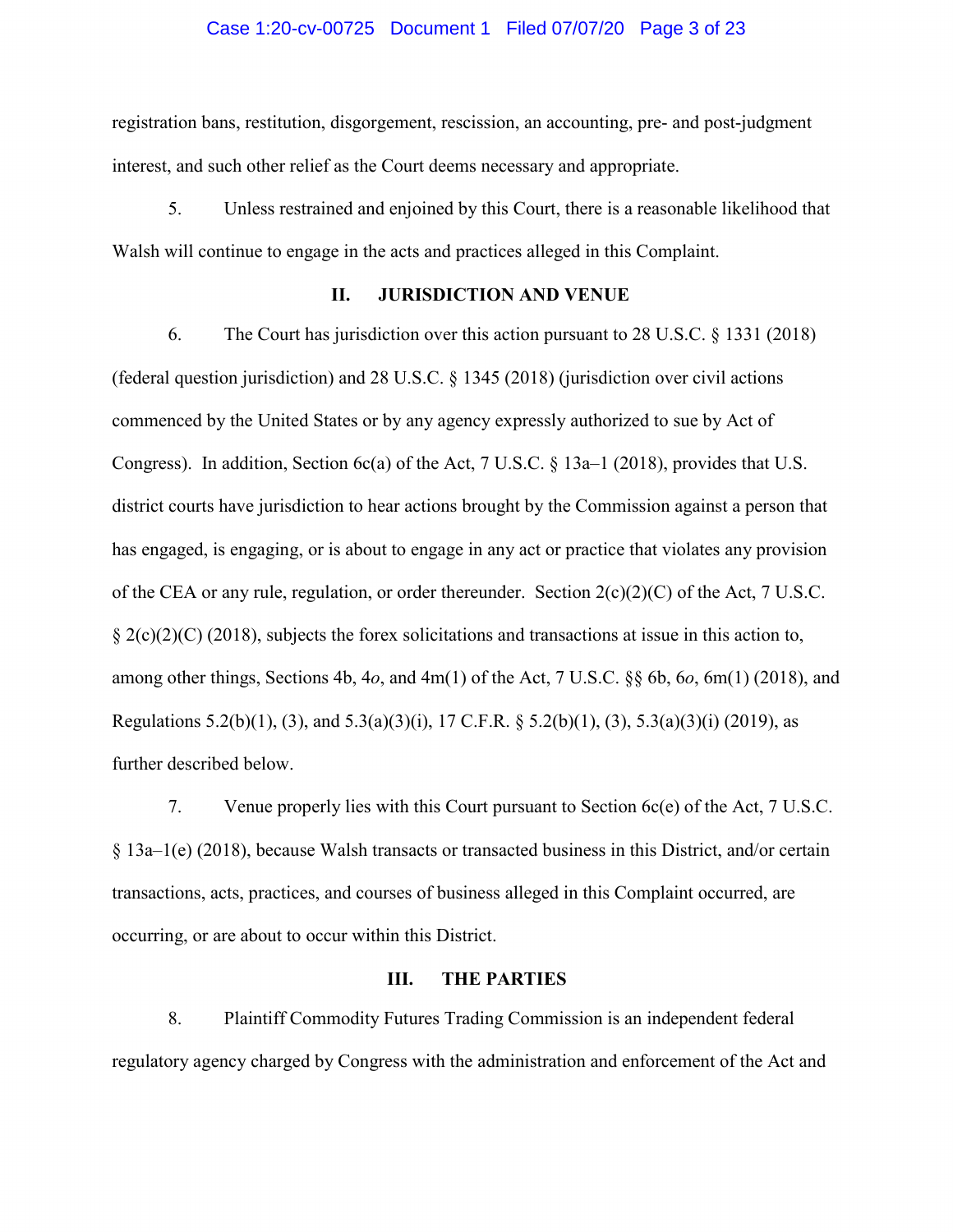registration bans, restitution, disgorgement, rescission, an accounting, pre- and post-judgment interest, and such other relief as the Court deems necessary and appropriate.

5. Unless restrained and enjoined by this Court, there is a reasonable likelihood that Walsh will continue to engage in the acts and practices alleged in this Complaint.

## II. JURISDICTION AND VENUE

6. The Court has jurisdiction over this action pursuant to 28 U.S.C. § 1331 (2018) (federal question jurisdiction) and 28 U.S.C. § 1345 (2018) (jurisdiction over civil actions commenced by the United States or by any agency expressly authorized to sue by Act of Congress). In addition, Section 6c(a) of the Act, 7 U.S.C. § 13a–1 (2018), provides that U.S. district courts have jurisdiction to hear actions brought by the Commission against a person that has engaged, is engaging, or is about to engage in any act or practice that violates any provision of the CEA or any rule, regulation, or order thereunder. Section 2(c)(2)(C) of the Act, 7 U.S.C. § 2(c)(2)(C) (2018), subjects the forex solicitations and transactions at issue in this action to, among other things, Sections 4b, 4*o*, and 4m(1) of the Act, 7 U.S.C. §§ 6b, 6*o*, 6m(1) (2018), and Regulations 5.2(b)(1), (3), and 5.3(a)(3)(i), 17 C.F.R. § 5.2(b)(1), (3), 5.3(a)(3)(i) (2019), as further described below.

7. Venue properly lies with this Court pursuant to Section 6c(e) of the Act, 7 U.S.C. § 13a–1(e) (2018), because Walsh transacts or transacted business in this District, and/or certain transactions, acts, practices, and courses of business alleged in this Complaint occurred, are occurring, or are about to occur within this District.

## III. THE PARTIES

8. Plaintiff Commodity Futures Trading Commission is an independent federal regulatory agency charged by Congress with the administration and enforcement of the Act and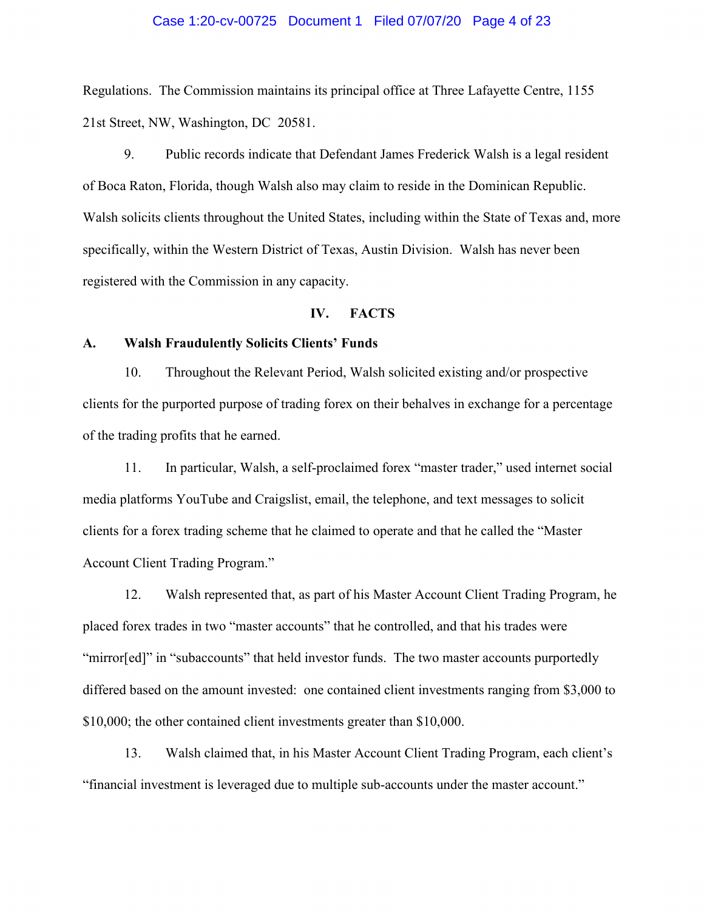Regulations. The Commission maintains its principal office at Three Lafayette Centre, 1155 21st Street, NW, Washington, DC 20581.

9. Public records indicate that Defendant James Frederick Walsh is a legal resident of Boca Raton, Florida, though Walsh also may claim to reside in the Dominican Republic. Walsh solicits clients throughout the United States, including within the State of Texas and, more specifically, within the Western District of Texas, Austin Division. Walsh has never been registered with the Commission in any capacity.

## IV. FACTS

### A. Walsh Fraudulently Solicits Clients' Funds

10. Throughout the Relevant Period, Walsh solicited existing and/or prospective clients for the purported purpose of trading forex on their behalves in exchange for a percentage of the trading profits that he earned.

11. In particular, Walsh, a self-proclaimed forex "master trader," used internet social media platforms YouTube and Craigslist, email, the telephone, and text messages to solicit clients for a forex trading scheme that he claimed to operate and that he called the "Master Account Client Trading Program."

12. Walsh represented that, as part of his Master Account Client Trading Program, he placed forex trades in two "master accounts" that he controlled, and that his trades were "mirror[ed]" in "subaccounts" that held investor funds. The two master accounts purportedly differed based on the amount invested: one contained client investments ranging from $3,000 to $10,000; the other contained client investments greater than $10,000.

13. Walsh claimed that, in his Master Account Client Trading Program, each client's "financial investment is leveraged due to multiple sub-accounts under the master account."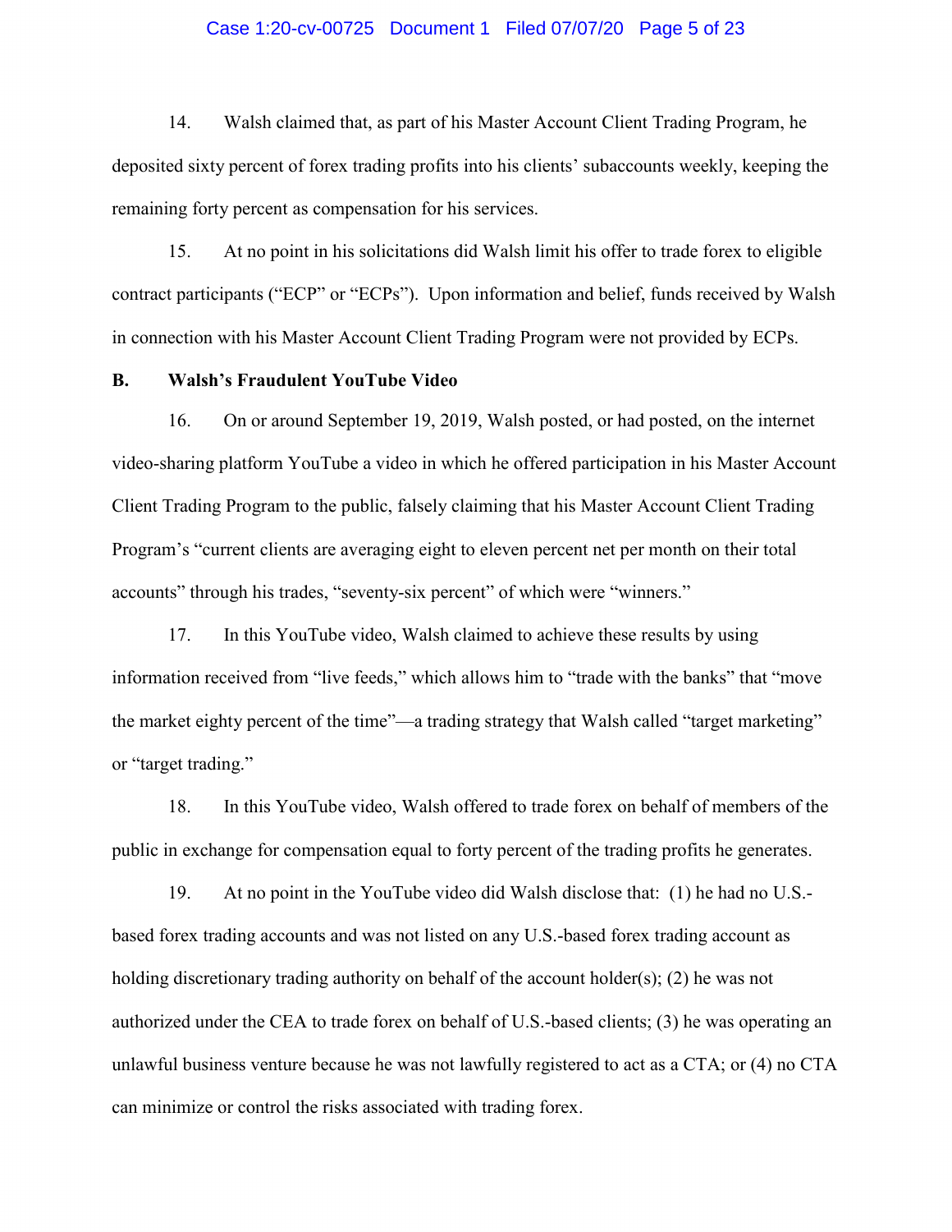14. Walsh claimed that, as part of his Master Account Client Trading Program, he deposited sixty percent of forex trading profits into his clients' subaccounts weekly, keeping the remaining forty percent as compensation for his services.

15. At no point in his solicitations did Walsh limit his offer to trade forex to eligible contract participants ("ECP" or "ECPs"). Upon information and belief, funds received by Walsh in connection with his Master Account Client Trading Program were not provided by ECPs.

**B. Walsh's Fraudulent YouTube Video**

16. On or around September 19, 2019, Walsh posted, or had posted, on the internet video-sharing platform YouTube a video in which he offered participation in his Master Account Client Trading Program to the public, falsely claiming that his Master Account Client Trading Program's "current clients are averaging eight to eleven percent net per month on their total accounts" through his trades, "seventy-six percent" of which were "winners."

17. In this YouTube video, Walsh claimed to achieve these results by using information received from "live feeds," which allows him to "trade with the banks" that "move the market eighty percent of the time"—a trading strategy that Walsh called "target marketing" or "target trading."

18. In this YouTube video, Walsh offered to trade forex on behalf of members of the public in exchange for compensation equal to forty percent of the trading profits he generates.

19. At no point in the YouTube video did Walsh disclose that: (1) he had no U.S.-based forex trading accounts and was not listed on any U.S.-based forex trading account as holding discretionary trading authority on behalf of the account holder(s); (2) he was not authorized under the CEA to trade forex on behalf of U.S.-based clients; (3) he was operating an unlawful business venture because he was not lawfully registered to act as a CTA; or (4) no CTA can minimize or control the risks associated with trading forex.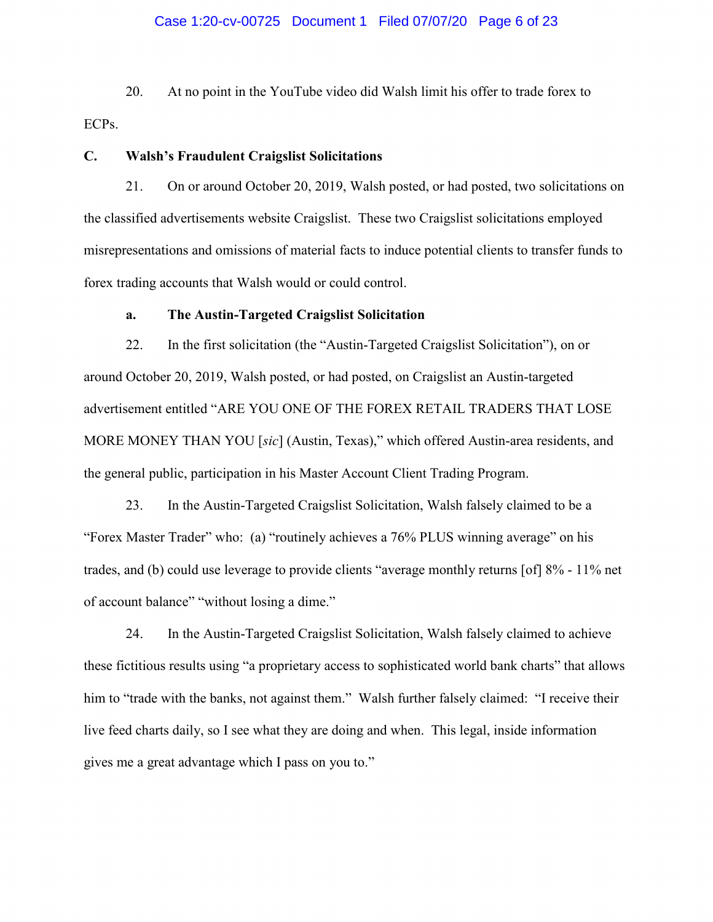20. At no point in the YouTube video did Walsh limit his offer to trade forex to ECPs.

### C. Walsh's Fraudulent Craigslist Solicitations

21. On or around October 20, 2019, Walsh posted, or had posted, two solicitations on the classified advertisements website Craigslist. These two Craigslist solicitations employed misrepresentations and omissions of material facts to induce potential clients to transfer funds to forex trading accounts that Walsh would or could control.

#### a. The Austin-Targeted Craigslist Solicitation

22. In the first solicitation (the "Austin-Targeted Craigslist Solicitation"), on or around October 20, 2019, Walsh posted, or had posted, on Craigslist an Austin-targeted advertisement entitled "ARE YOU ONE OF THE FOREX RETAIL TRADERS THAT LOSE MORE MONEY THAN YOU [*sic*] (Austin, Texas)," which offered Austin-area residents, and the general public, participation in his Master Account Client Trading Program.

23. In the Austin-Targeted Craigslist Solicitation, Walsh falsely claimed to be a "Forex Master Trader" who: (a) "routinely achieves a 76% PLUS winning average" on his trades, and (b) could use leverage to provide clients "average monthly returns [of] 8% - 11% net of account balance" "without losing a dime."

24. In the Austin-Targeted Craigslist Solicitation, Walsh falsely claimed to achieve these fictitious results using "a proprietary access to sophisticated world bank charts" that allows him to "trade with the banks, not against them." Walsh further falsely claimed: "I receive their live feed charts daily, so I see what they are doing and when. This legal, inside information gives me a great advantage which I pass on you to."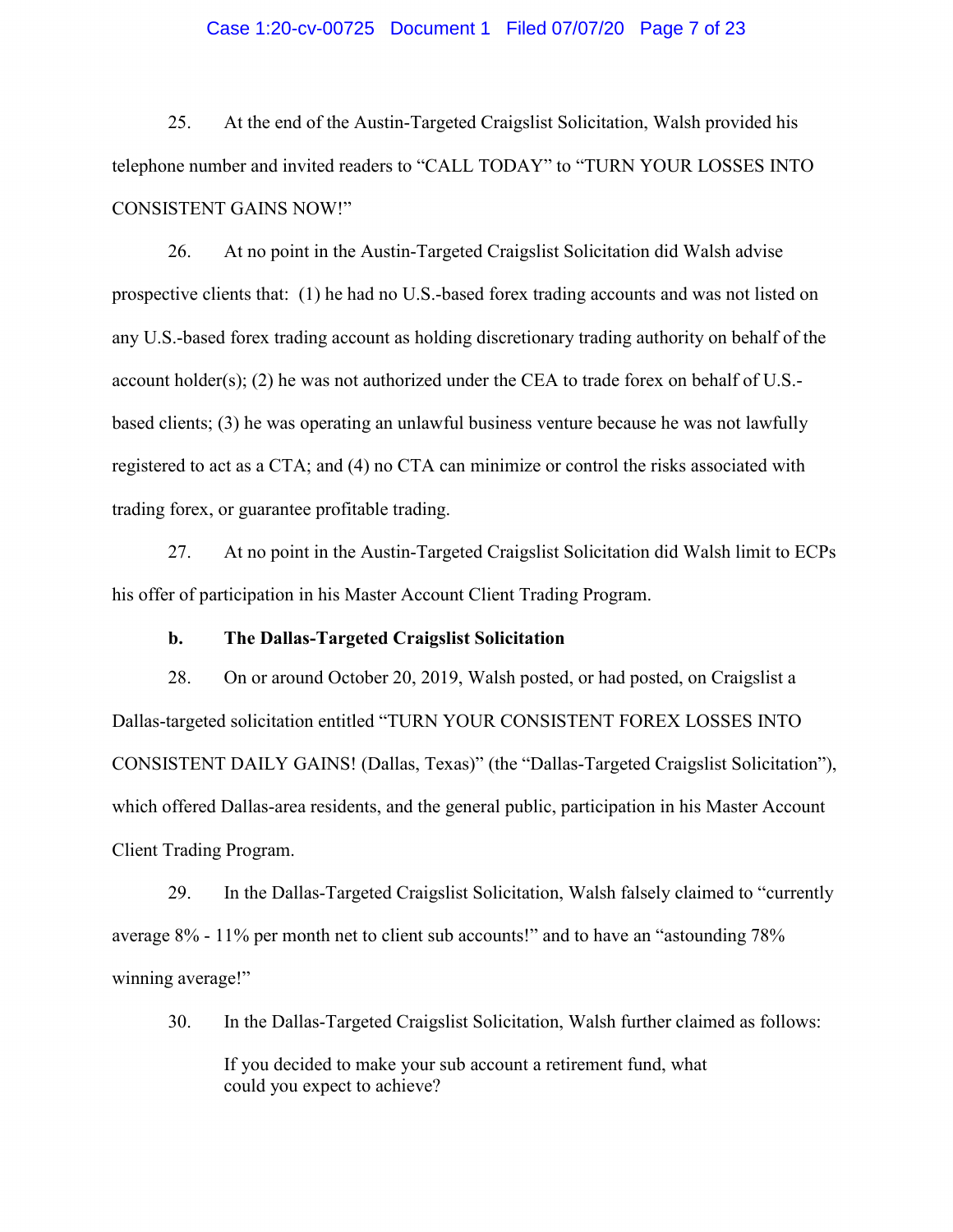25. At the end of the Austin-Targeted Craigslist Solicitation, Walsh provided his telephone number and invited readers to "CALL TODAY" to "TURN YOUR LOSSES INTO CONSISTENT GAINS NOW!"

26. At no point in the Austin-Targeted Craigslist Solicitation did Walsh advise prospective clients that: (1) he had no U.S.-based forex trading accounts and was not listed on any U.S.-based forex trading account as holding discretionary trading authority on behalf of the account holder(s); (2) he was not authorized under the CEA to trade forex on behalf of U.S.-based clients; (3) he was operating an unlawful business venture because he was not lawfully registered to act as a CTA; and (4) no CTA can minimize or control the risks associated with trading forex, or guarantee profitable trading.

27. At no point in the Austin-Targeted Craigslist Solicitation did Walsh limit to ECPs his offer of participation in his Master Account Client Trading Program.

**b. The Dallas-Targeted Craigslist Solicitation**

28. On or around October 20, 2019, Walsh posted, or had posted, on Craigslist a Dallas-targeted solicitation entitled "TURN YOUR CONSISTENT FOREX LOSSES INTO CONSISTENT DAILY GAINS! (Dallas, Texas)" (the "Dallas-Targeted Craigslist Solicitation"), which offered Dallas-area residents, and the general public, participation in his Master Account Client Trading Program.

29. In the Dallas-Targeted Craigslist Solicitation, Walsh falsely claimed to "currently average 8% - 11% per month net to client sub accounts!" and to have an "astounding 78% winning average!"

30. In the Dallas-Targeted Craigslist Solicitation, Walsh further claimed as follows:

> If you decided to make your sub account a retirement fund, what could you expect to achieve?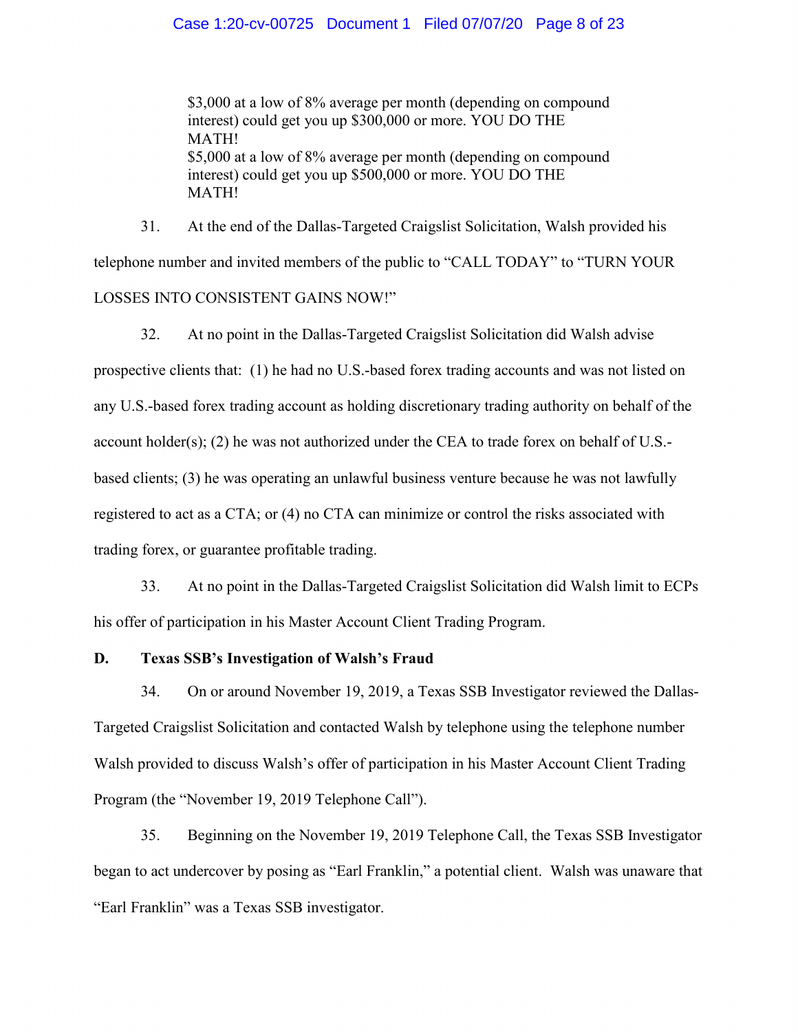> $3,000 at a low of 8% average per month (depending on compound interest) could get you up $300,000 or more. YOU DO THE MATH!
> $5,000 at a low of 8% average per month (depending on compound interest) could get you up $500,000 or more. YOU DO THE MATH!

31. At the end of the Dallas-Targeted Craigslist Solicitation, Walsh provided his telephone number and invited members of the public to "CALL TODAY" to "TURN YOUR LOSSES INTO CONSISTENT GAINS NOW!"

32. At no point in the Dallas-Targeted Craigslist Solicitation did Walsh advise prospective clients that: (1) he had no U.S.-based forex trading accounts and was not listed on any U.S.-based forex trading account as holding discretionary trading authority on behalf of the account holder(s); (2) he was not authorized under the CEA to trade forex on behalf of U.S.-based clients; (3) he was operating an unlawful business venture because he was not lawfully registered to act as a CTA; or (4) no CTA can minimize or control the risks associated with trading forex, or guarantee profitable trading.

33. At no point in the Dallas-Targeted Craigslist Solicitation did Walsh limit to ECPs his offer of participation in his Master Account Client Trading Program.

### D. Texas SSB's Investigation of Walsh's Fraud

34. On or around November 19, 2019, a Texas SSB Investigator reviewed the Dallas-Targeted Craigslist Solicitation and contacted Walsh by telephone using the telephone number Walsh provided to discuss Walsh's offer of participation in his Master Account Client Trading Program (the "November 19, 2019 Telephone Call").

35. Beginning on the November 19, 2019 Telephone Call, the Texas SSB Investigator began to act undercover by posing as "Earl Franklin," a potential client. Walsh was unaware that "Earl Franklin" was a Texas SSB investigator.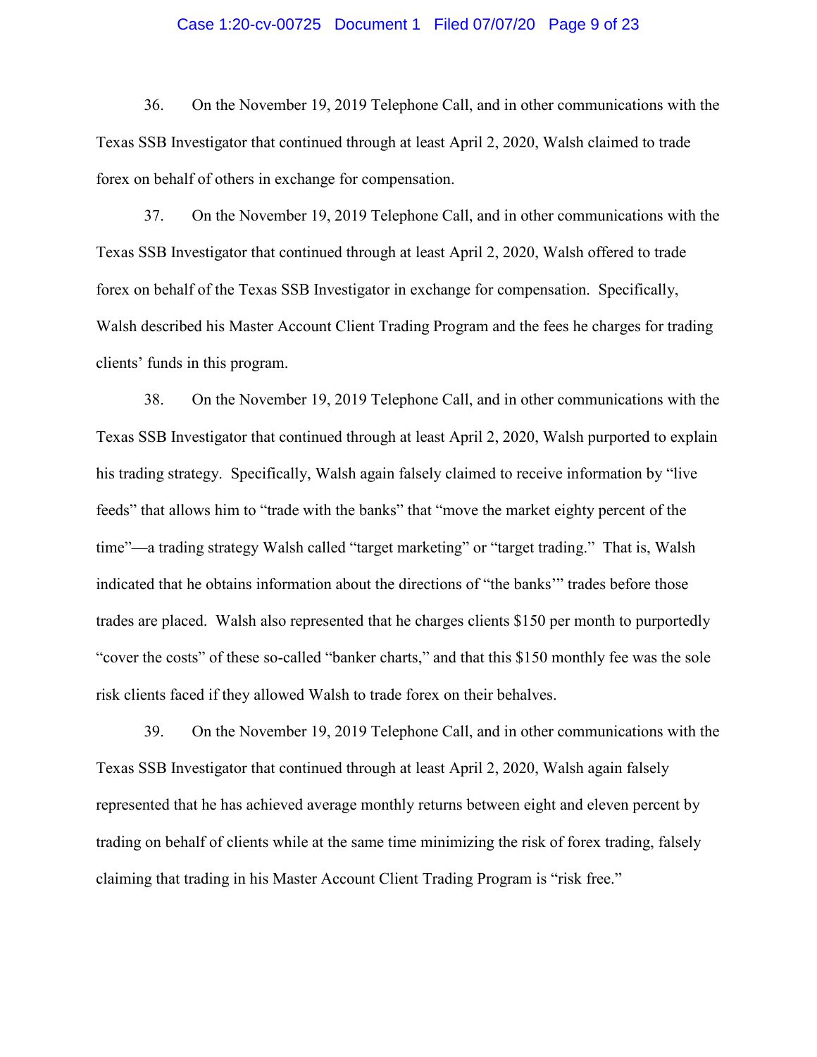36. On the November 19, 2019 Telephone Call, and in other communications with the Texas SSB Investigator that continued through at least April 2, 2020, Walsh claimed to trade forex on behalf of others in exchange for compensation.

37. On the November 19, 2019 Telephone Call, and in other communications with the Texas SSB Investigator that continued through at least April 2, 2020, Walsh offered to trade forex on behalf of the Texas SSB Investigator in exchange for compensation. Specifically, Walsh described his Master Account Client Trading Program and the fees he charges for trading clients' funds in this program.

38. On the November 19, 2019 Telephone Call, and in other communications with the Texas SSB Investigator that continued through at least April 2, 2020, Walsh purported to explain his trading strategy. Specifically, Walsh again falsely claimed to receive information by "live feeds" that allows him to "trade with the banks" that "move the market eighty percent of the time"—a trading strategy Walsh called "target marketing" or "target trading." That is, Walsh indicated that he obtains information about the directions of "the banks'" trades before those trades are placed. Walsh also represented that he charges clients $150 per month to purportedly "cover the costs" of these so-called "banker charts," and that this $150 monthly fee was the sole risk clients faced if they allowed Walsh to trade forex on their behalves.

39. On the November 19, 2019 Telephone Call, and in other communications with the Texas SSB Investigator that continued through at least April 2, 2020, Walsh again falsely represented that he has achieved average monthly returns between eight and eleven percent by trading on behalf of clients while at the same time minimizing the risk of forex trading, falsely claiming that trading in his Master Account Client Trading Program is "risk free."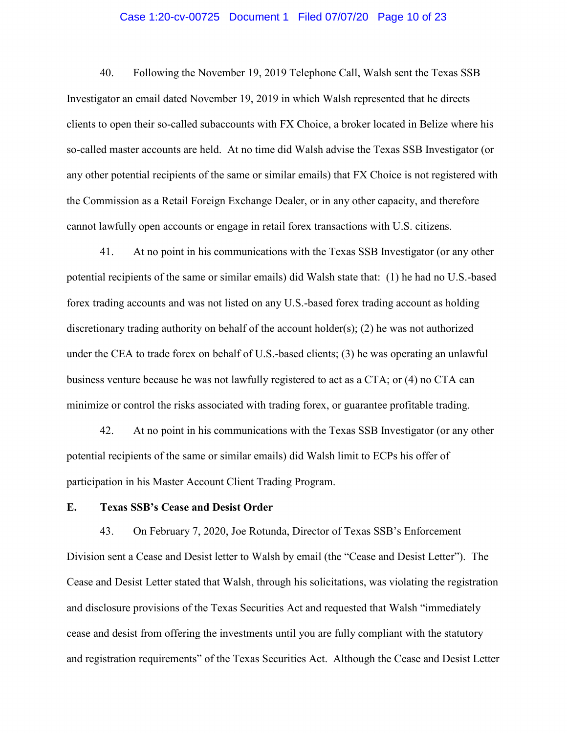40. Following the November 19, 2019 Telephone Call, Walsh sent the Texas SSB Investigator an email dated November 19, 2019 in which Walsh represented that he directs clients to open their so-called subaccounts with FX Choice, a broker located in Belize where his so-called master accounts are held. At no time did Walsh advise the Texas SSB Investigator (or any other potential recipients of the same or similar emails) that FX Choice is not registered with the Commission as a Retail Foreign Exchange Dealer, or in any other capacity, and therefore cannot lawfully open accounts or engage in retail forex transactions with U.S. citizens.

41. At no point in his communications with the Texas SSB Investigator (or any other potential recipients of the same or similar emails) did Walsh state that: (1) he had no U.S.-based forex trading accounts and was not listed on any U.S.-based forex trading account as holding discretionary trading authority on behalf of the account holder(s); (2) he was not authorized under the CEA to trade forex on behalf of U.S.-based clients; (3) he was operating an unlawful business venture because he was not lawfully registered to act as a CTA; or (4) no CTA can minimize or control the risks associated with trading forex, or guarantee profitable trading.

42. At no point in his communications with the Texas SSB Investigator (or any other potential recipients of the same or similar emails) did Walsh limit to ECPs his offer of participation in his Master Account Client Trading Program.

### E. Texas SSB's Cease and Desist Order

43. On February 7, 2020, Joe Rotunda, Director of Texas SSB's Enforcement Division sent a Cease and Desist letter to Walsh by email (the "Cease and Desist Letter"). The Cease and Desist Letter stated that Walsh, through his solicitations, was violating the registration and disclosure provisions of the Texas Securities Act and requested that Walsh "immediately cease and desist from offering the investments until you are fully compliant with the statutory and registration requirements" of the Texas Securities Act. Although the Cease and Desist Letter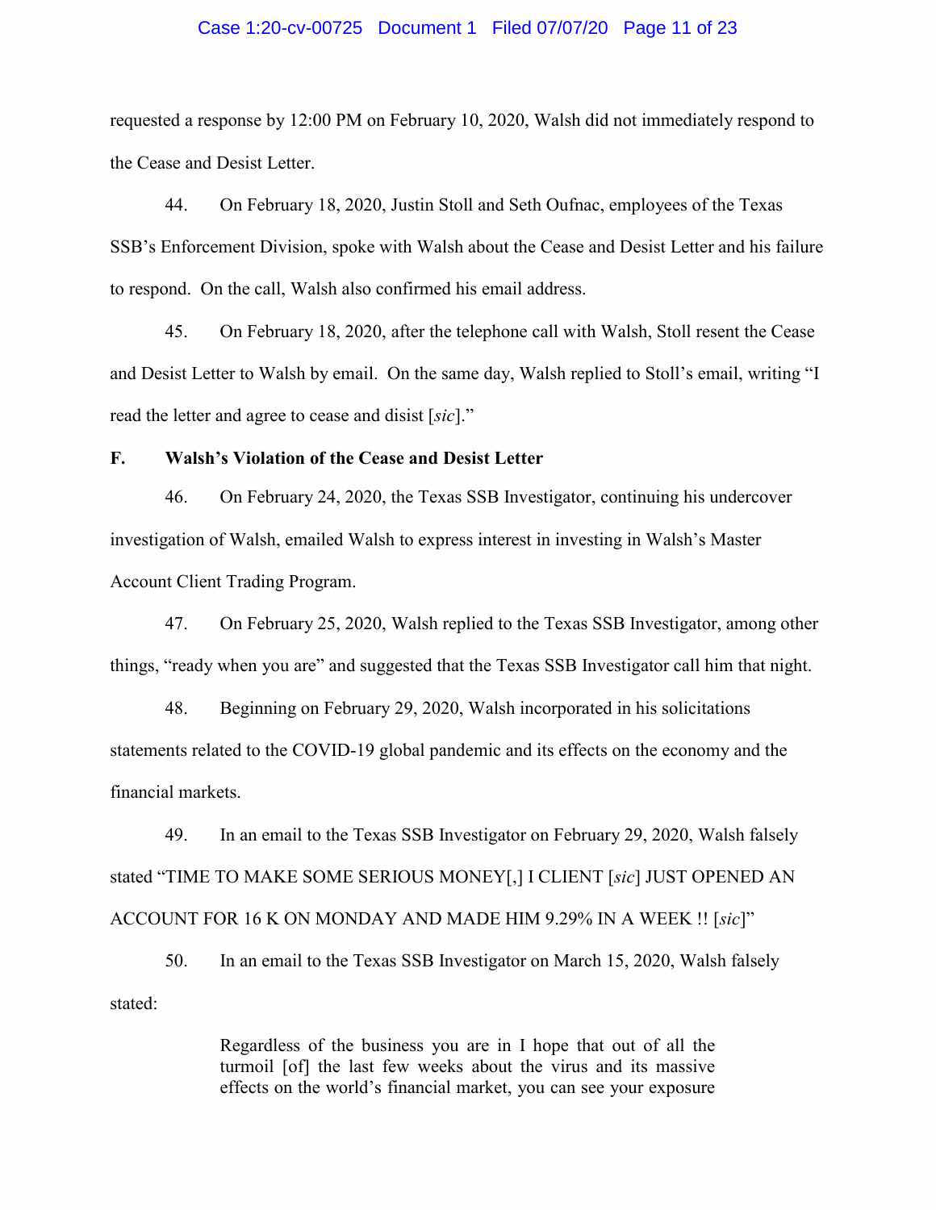requested a response by 12:00 PM on February 10, 2020, Walsh did not immediately respond to the Cease and Desist Letter.

44. On February 18, 2020, Justin Stoll and Seth Oufnac, employees of the Texas SSB's Enforcement Division, spoke with Walsh about the Cease and Desist Letter and his failure to respond. On the call, Walsh also confirmed his email address.

45. On February 18, 2020, after the telephone call with Walsh, Stoll resent the Cease and Desist Letter to Walsh by email. On the same day, Walsh replied to Stoll's email, writing "I read the letter and agree to cease and disist [*sic*]."

**F. Walsh's Violation of the Cease and Desist Letter**

46. On February 24, 2020, the Texas SSB Investigator, continuing his undercover investigation of Walsh, emailed Walsh to express interest in investing in Walsh's Master Account Client Trading Program.

47. On February 25, 2020, Walsh replied to the Texas SSB Investigator, among other things, "ready when you are" and suggested that the Texas SSB Investigator call him that night.

48. Beginning on February 29, 2020, Walsh incorporated in his solicitations statements related to the COVID-19 global pandemic and its effects on the economy and the financial markets.

49. In an email to the Texas SSB Investigator on February 29, 2020, Walsh falsely stated "TIME TO MAKE SOME SERIOUS MONEY[,] I CLIENT [*sic*] JUST OPENED AN ACCOUNT FOR 16 K ON MONDAY AND MADE HIM 9.29% IN A WEEK !! [*sic*]"

50. In an email to the Texas SSB Investigator on March 15, 2020, Walsh falsely stated:

> Regardless of the business you are in I hope that out of all the turmoil [of] the last few weeks about the virus and its massive effects on the world's financial market, you can see your exposure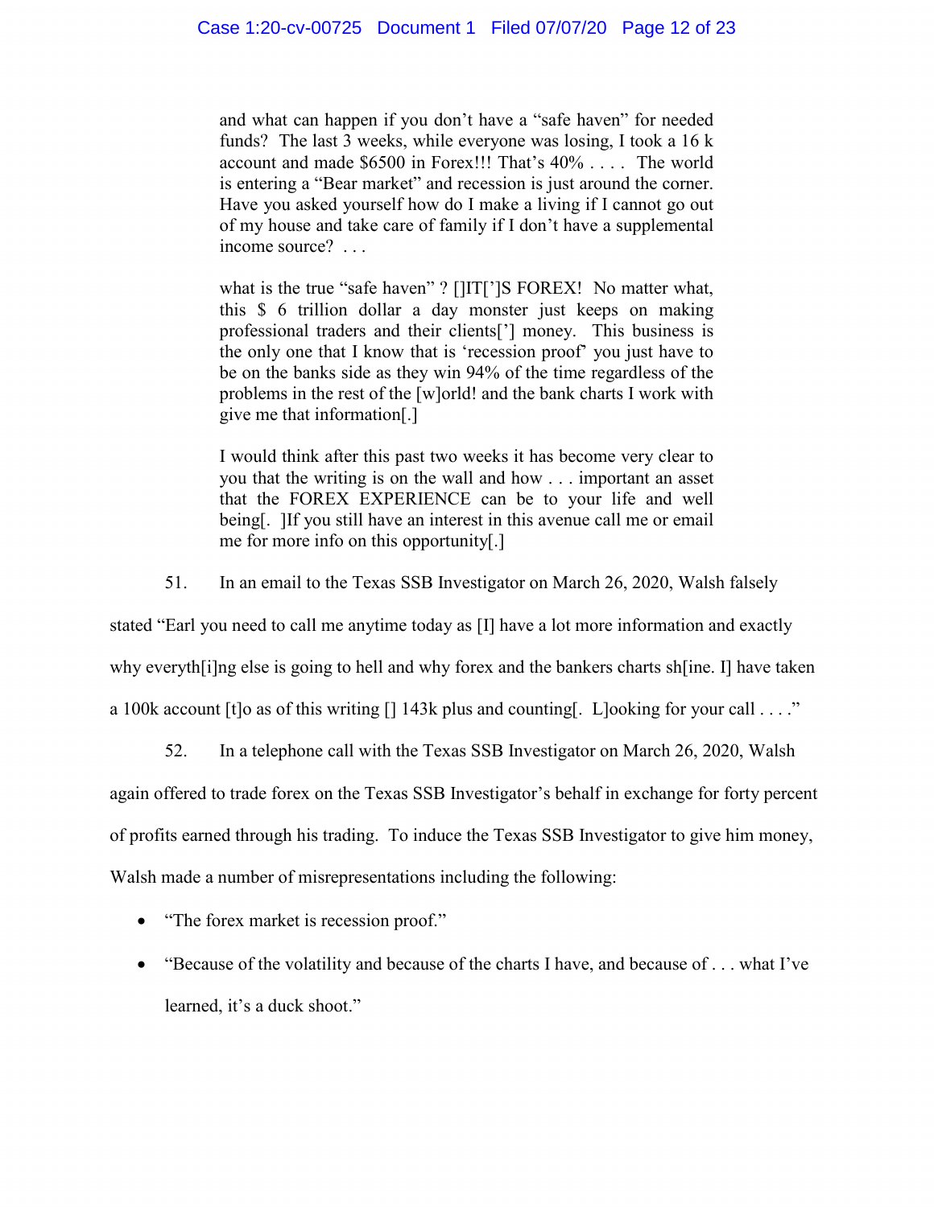> and what can happen if you don't have a "safe haven" for needed funds? The last 3 weeks, while everyone was losing, I took a 16 k account and made $6500 in Forex!!! That's 40% . . . . The world is entering a "Bear market" and recession is just around the corner. Have you asked yourself how do I make a living if I cannot go out of my house and take care of family if I don't have a supplemental income source? . . .
>
> what is the true "safe haven" ? []IT[']S FOREX! No matter what, this $ 6 trillion dollar a day monster just keeps on making professional traders and their clients['] money. This business is the only one that I know that is 'recession proof' you just have to be on the banks side as they win 94% of the time regardless of the problems in the rest of the [w]orld! and the bank charts I work with give me that information[.]
>
> I would think after this past two weeks it has become very clear to you that the writing is on the wall and how . . . important an asset that the FOREX EXPERIENCE can be to your life and well being[. ]If you still have an interest in this avenue call me or email me for more info on this opportunity[.]

51. In an email to the Texas SSB Investigator on March 26, 2020, Walsh falsely stated "Earl you need to call me anytime today as [I] have a lot more information and exactly why everyth[i]ng else is going to hell and why forex and the bankers charts sh[ine. I] have taken a 100k account [t]o as of this writing [] 143k plus and counting[. L]ooking for your call . . . ."

52. In a telephone call with the Texas SSB Investigator on March 26, 2020, Walsh again offered to trade forex on the Texas SSB Investigator's behalf in exchange for forty percent of profits earned through his trading. To induce the Texas SSB Investigator to give him money, Walsh made a number of misrepresentations including the following:

- "The forex market is recession proof."
- "Because of the volatility and because of the charts I have, and because of . . . what I've learned, it's a duck shoot."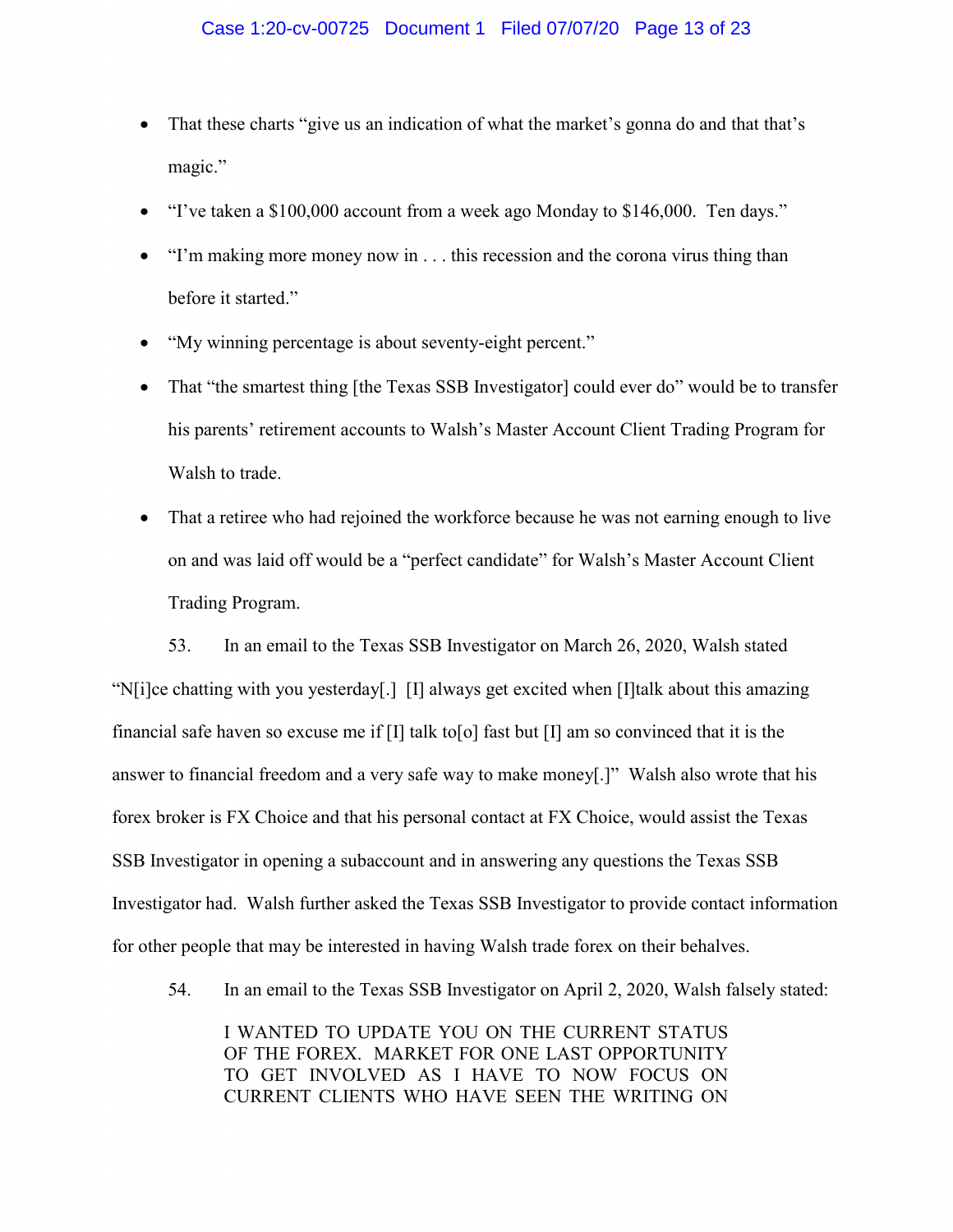- That these charts "give us an indication of what the market's gonna do and that that's magic."
- "I've taken a $100,000 account from a week ago Monday to $146,000. Ten days."
- "I'm making more money now in . . . this recession and the corona virus thing than before it started."
- "My winning percentage is about seventy-eight percent."
- That "the smartest thing [the Texas SSB Investigator] could ever do" would be to transfer his parents' retirement accounts to Walsh's Master Account Client Trading Program for Walsh to trade.
- That a retiree who had rejoined the workforce because he was not earning enough to live on and was laid off would be a "perfect candidate" for Walsh's Master Account Client Trading Program.

53. In an email to the Texas SSB Investigator on March 26, 2020, Walsh stated "N[i]ce chatting with you yesterday[.] [I] always get excited when [I]talk about this amazing financial safe haven so excuse me if [I] talk to[o] fast but [I] am so convinced that it is the answer to financial freedom and a very safe way to make money[.]" Walsh also wrote that his forex broker is FX Choice and that his personal contact at FX Choice, would assist the Texas SSB Investigator in opening a subaccount and in answering any questions the Texas SSB Investigator had. Walsh further asked the Texas SSB Investigator to provide contact information for other people that may be interested in having Walsh trade forex on their behalves.

54. In an email to the Texas SSB Investigator on April 2, 2020, Walsh falsely stated:

> I WANTED TO UPDATE YOU ON THE CURRENT STATUS OF THE FOREX. MARKET FOR ONE LAST OPPORTUNITY TO GET INVOLVED AS I HAVE TO NOW FOCUS ON CURRENT CLIENTS WHO HAVE SEEN THE WRITING ON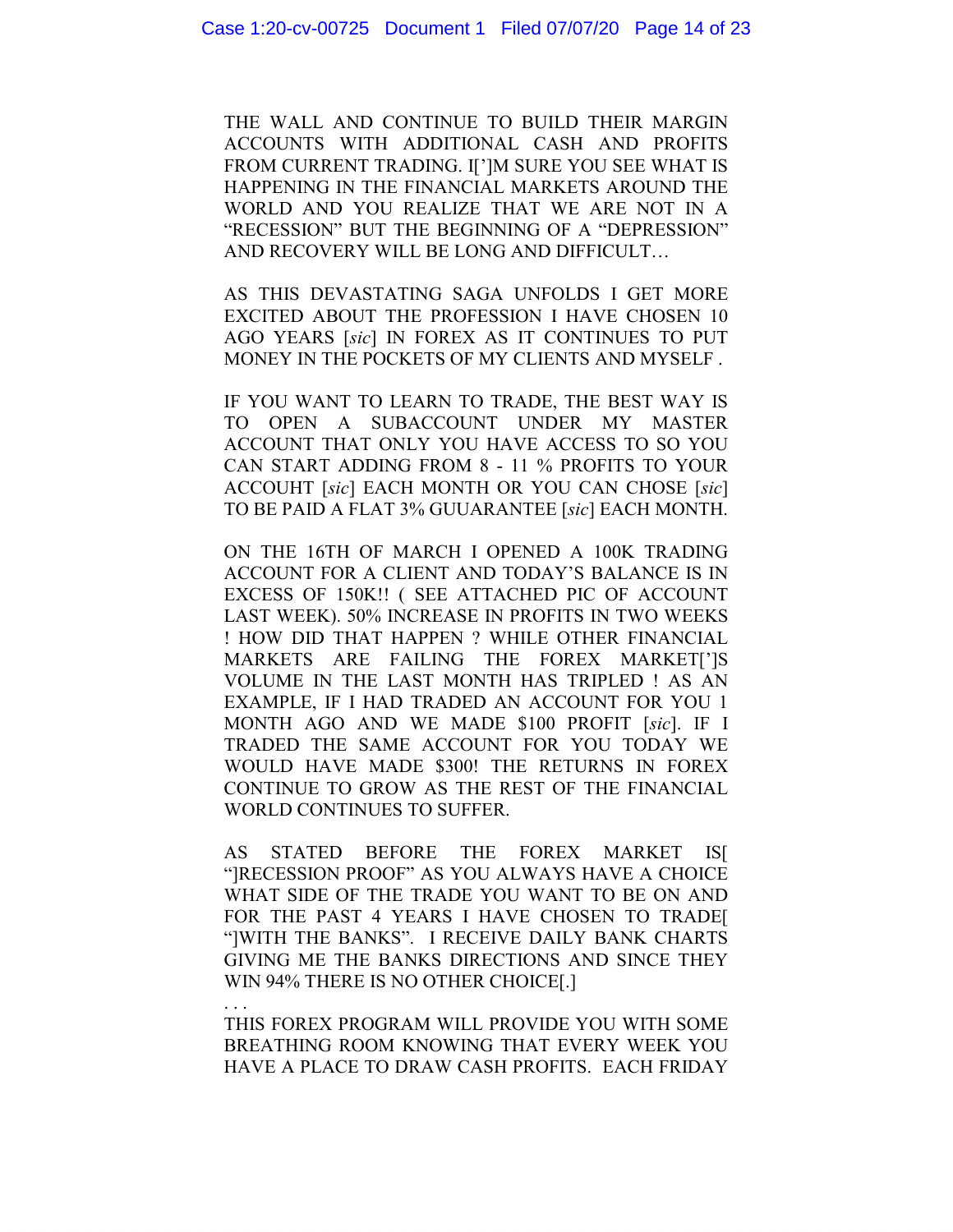THE WALL AND CONTINUE TO BUILD THEIR MARGIN ACCOUNTS WITH ADDITIONAL CASH AND PROFITS FROM CURRENT TRADING. I[']M SURE YOU SEE WHAT IS HAPPENING IN THE FINANCIAL MARKETS AROUND THE WORLD AND YOU REALIZE THAT WE ARE NOT IN A "RECESSION" BUT THE BEGINNING OF A "DEPRESSION" AND RECOVERY WILL BE LONG AND DIFFICULT…

AS THIS DEVASTATING SAGA UNFOLDS I GET MORE EXCITED ABOUT THE PROFESSION I HAVE CHOSEN 10 AGO YEARS [*sic*] IN FOREX AS IT CONTINUES TO PUT MONEY IN THE POCKETS OF MY CLIENTS AND MYSELF .

IF YOU WANT TO LEARN TO TRADE, THE BEST WAY IS TO OPEN A SUBACCOUNT UNDER MY MASTER ACCOUNT THAT ONLY YOU HAVE ACCESS TO SO YOU CAN START ADDING FROM 8 - 11 % PROFITS TO YOUR ACCOUHT [*sic*] EACH MONTH OR YOU CAN CHOSE [*sic*] TO BE PAID A FLAT 3% GUUARANTEE [*sic*] EACH MONTH.

ON THE 16TH OF MARCH I OPENED A 100K TRADING ACCOUNT FOR A CLIENT AND TODAY'S BALANCE IS IN EXCESS OF 150K!! ( SEE ATTACHED PIC OF ACCOUNT LAST WEEK). 50% INCREASE IN PROFITS IN TWO WEEKS ! HOW DID THAT HAPPEN ? WHILE OTHER FINANCIAL MARKETS ARE FAILING THE FOREX MARKET[']S VOLUME IN THE LAST MONTH HAS TRIPLED ! AS AN EXAMPLE, IF I HAD TRADED AN ACCOUNT FOR YOU 1 MONTH AGO AND WE MADE $100 PROFIT [*sic*]. IF I TRADED THE SAME ACCOUNT FOR YOU TODAY WE WOULD HAVE MADE $300! THE RETURNS IN FOREX CONTINUE TO GROW AS THE REST OF THE FINANCIAL WORLD CONTINUES TO SUFFER.

AS STATED BEFORE THE FOREX MARKET IS[ "]RECESSION PROOF" AS YOU ALWAYS HAVE A CHOICE WHAT SIDE OF THE TRADE YOU WANT TO BE ON AND FOR THE PAST 4 YEARS I HAVE CHOSEN TO TRADE[ "]WITH THE BANKS". I RECEIVE DAILY BANK CHARTS GIVING ME THE BANKS DIRECTIONS AND SINCE THEY WIN 94% THERE IS NO OTHER CHOICE[.]

. . .

THIS FOREX PROGRAM WILL PROVIDE YOU WITH SOME BREATHING ROOM KNOWING THAT EVERY WEEK YOU HAVE A PLACE TO DRAW CASH PROFITS. EACH FRIDAY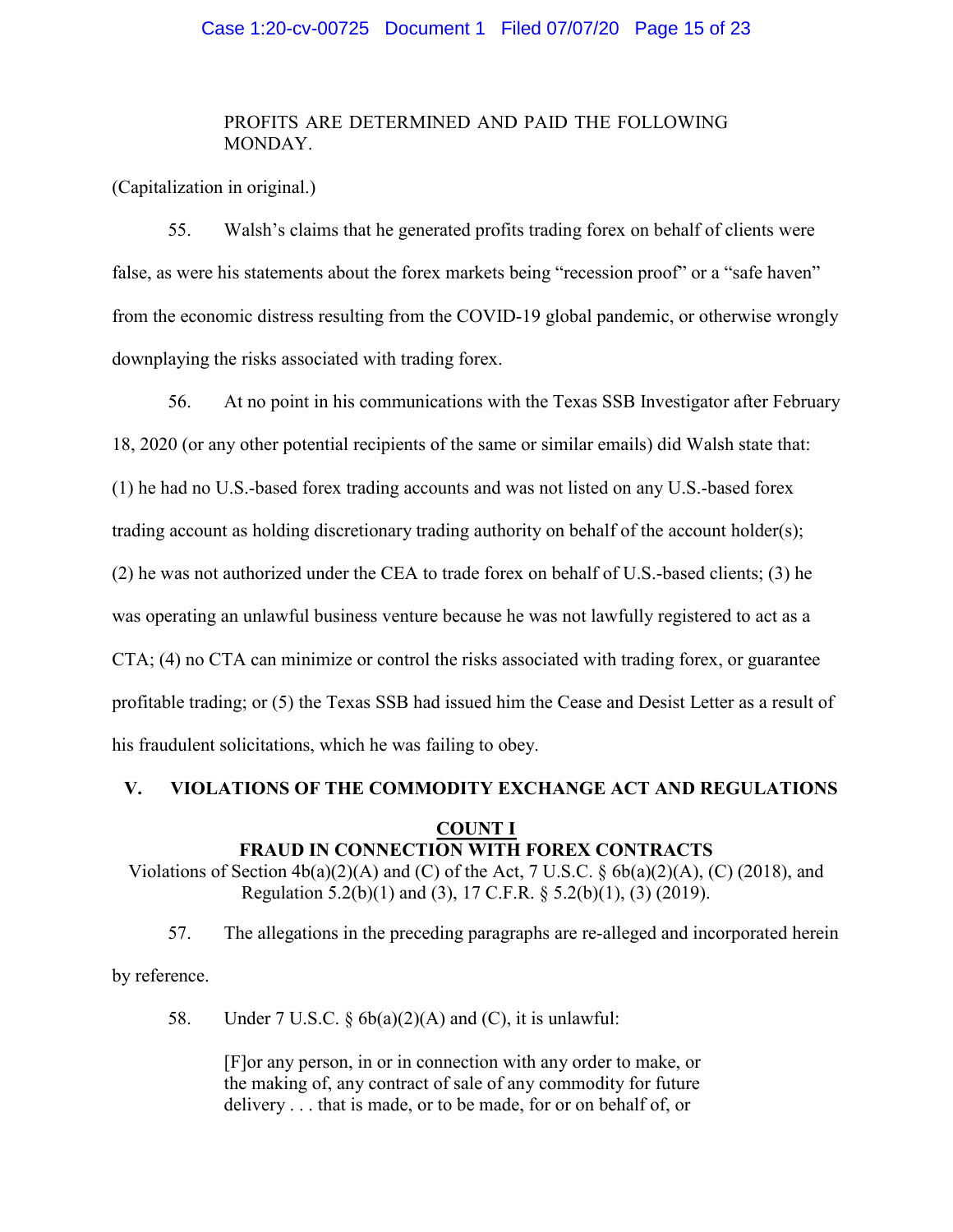> PROFITS ARE DETERMINED AND PAID THE FOLLOWING MONDAY.

(Capitalization in original.)

55. Walsh's claims that he generated profits trading forex on behalf of clients were false, as were his statements about the forex markets being "recession proof" or a "safe haven" from the economic distress resulting from the COVID-19 global pandemic, or otherwise wrongly downplaying the risks associated with trading forex.

56. At no point in his communications with the Texas SSB Investigator after February 18, 2020 (or any other potential recipients of the same or similar emails) did Walsh state that: (1) he had no U.S.-based forex trading accounts and was not listed on any U.S.-based forex trading account as holding discretionary trading authority on behalf of the account holder(s); (2) he was not authorized under the CEA to trade forex on behalf of U.S.-based clients; (3) he was operating an unlawful business venture because he was not lawfully registered to act as a CTA; (4) no CTA can minimize or control the risks associated with trading forex, or guarantee profitable trading; or (5) the Texas SSB had issued him the Cease and Desist Letter as a result of his fraudulent solicitations, which he was failing to obey.

## V. VIOLATIONS OF THE COMMODITY EXCHANGE ACT AND REGULATIONS

### COUNT I
### FRAUD IN CONNECTION WITH FOREX CONTRACTS

Violations of Section 4b(a)(2)(A) and (C) of the Act, 7 U.S.C. § 6b(a)(2)(A), (C) (2018), and Regulation 5.2(b)(1) and (3), 17 C.F.R. § 5.2(b)(1), (3) (2019).

57. The allegations in the preceding paragraphs are re-alleged and incorporated herein by reference.

58. Under 7 U.S.C. § 6b(a)(2)(A) and (C), it is unlawful:

> [F]or any person, in or in connection with any order to make, or the making of, any contract of sale of any commodity for future delivery . . . that is made, or to be made, for or on behalf of, or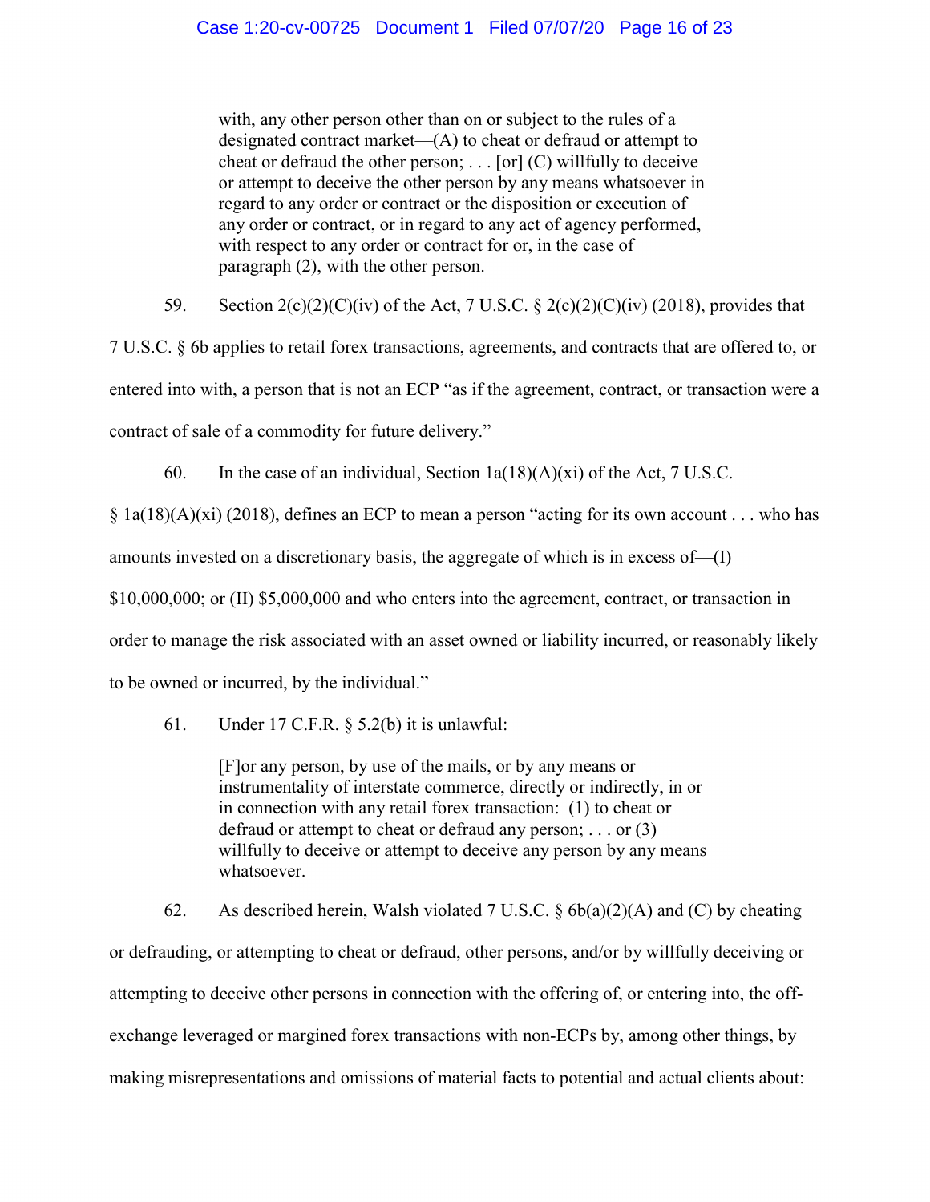> with, any other person other than on or subject to the rules of a designated contract market—(A) to cheat or defraud or attempt to cheat or defraud the other person; . . . [or] (C) willfully to deceive or attempt to deceive the other person by any means whatsoever in regard to any order or contract or the disposition or execution of any order or contract, or in regard to any act of agency performed, with respect to any order or contract for or, in the case of paragraph (2), with the other person.

59. Section 2(c)(2)(C)(iv) of the Act, 7 U.S.C. § 2(c)(2)(C)(iv) (2018), provides that 7 U.S.C. § 6b applies to retail forex transactions, agreements, and contracts that are offered to, or entered into with, a person that is not an ECP "as if the agreement, contract, or transaction were a contract of sale of a commodity for future delivery."

60. In the case of an individual, Section 1a(18)(A)(xi) of the Act, 7 U.S.C. § 1a(18)(A)(xi) (2018), defines an ECP to mean a person "acting for its own account . . . who has amounts invested on a discretionary basis, the aggregate of which is in excess of—(I) $10,000,000; or (II) $5,000,000 and who enters into the agreement, contract, or transaction in order to manage the risk associated with an asset owned or liability incurred, or reasonably likely to be owned or incurred, by the individual."

61. Under 17 C.F.R. § 5.2(b) it is unlawful:

> [F]or any person, by use of the mails, or by any means or instrumentality of interstate commerce, directly or indirectly, in or in connection with any retail forex transaction: (1) to cheat or defraud or attempt to cheat or defraud any person; . . . or (3) willfully to deceive or attempt to deceive any person by any means whatsoever.

62. As described herein, Walsh violated 7 U.S.C. § 6b(a)(2)(A) and (C) by cheating or defrauding, or attempting to cheat or defraud, other persons, and/or by willfully deceiving or attempting to deceive other persons in connection with the offering of, or entering into, the off-exchange leveraged or margined forex transactions with non-ECPs by, among other things, by making misrepresentations and omissions of material facts to potential and actual clients about: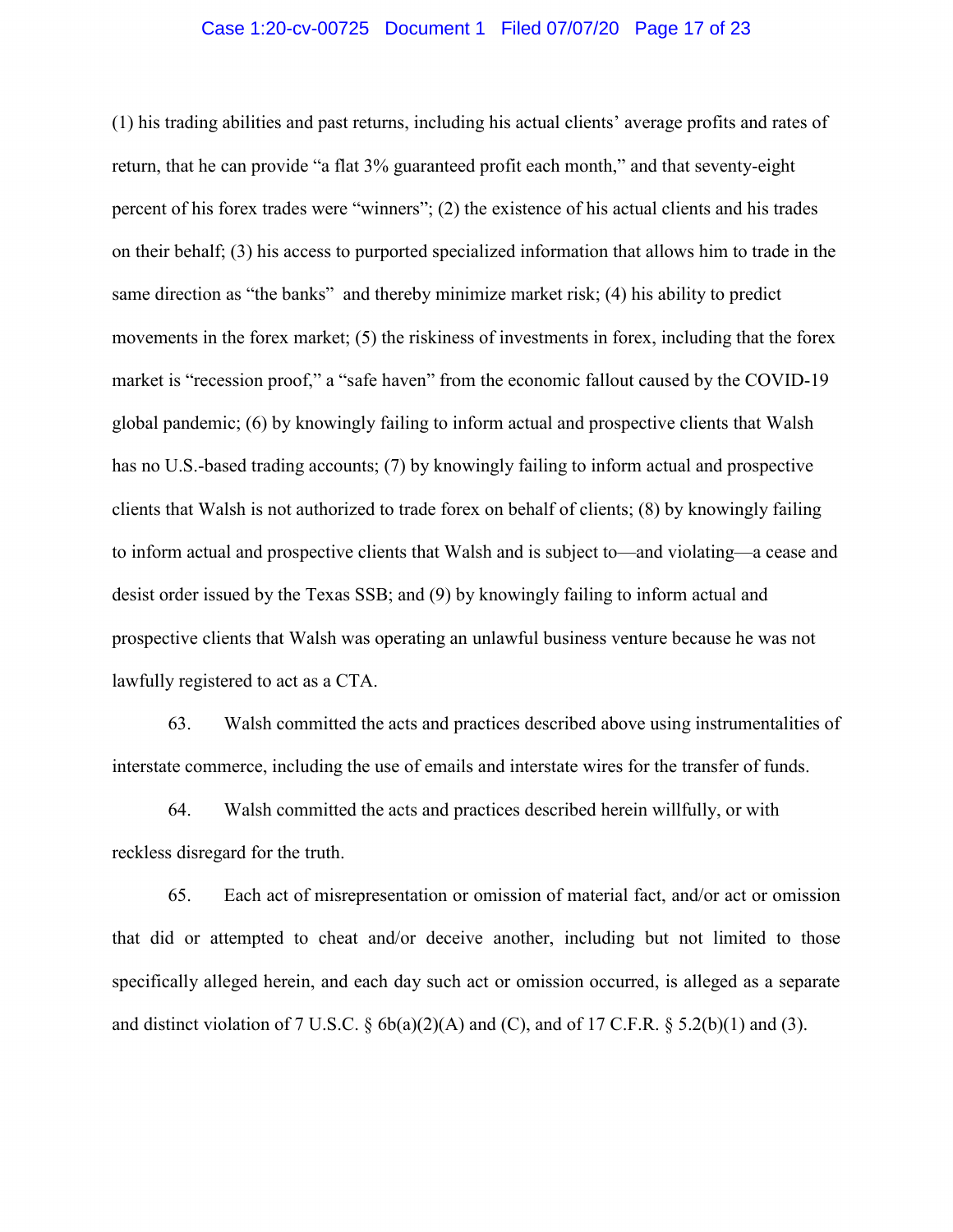(1) his trading abilities and past returns, including his actual clients' average profits and rates of return, that he can provide "a flat 3% guaranteed profit each month," and that seventy-eight percent of his forex trades were "winners"; (2) the existence of his actual clients and his trades on their behalf; (3) his access to purported specialized information that allows him to trade in the same direction as "the banks" and thereby minimize market risk; (4) his ability to predict movements in the forex market; (5) the riskiness of investments in forex, including that the forex market is "recession proof," a "safe haven" from the economic fallout caused by the COVID-19 global pandemic; (6) by knowingly failing to inform actual and prospective clients that Walsh has no U.S.-based trading accounts; (7) by knowingly failing to inform actual and prospective clients that Walsh is not authorized to trade forex on behalf of clients; (8) by knowingly failing to inform actual and prospective clients that Walsh and is subject to—and violating—a cease and desist order issued by the Texas SSB; and (9) by knowingly failing to inform actual and prospective clients that Walsh was operating an unlawful business venture because he was not lawfully registered to act as a CTA.

63. Walsh committed the acts and practices described above using instrumentalities of interstate commerce, including the use of emails and interstate wires for the transfer of funds.

64. Walsh committed the acts and practices described herein willfully, or with reckless disregard for the truth.

65. Each act of misrepresentation or omission of material fact, and/or act or omission that did or attempted to cheat and/or deceive another, including but not limited to those specifically alleged herein, and each day such act or omission occurred, is alleged as a separate and distinct violation of 7 U.S.C. § 6b(a)(2)(A) and (C), and of 17 C.F.R. § 5.2(b)(1) and (3).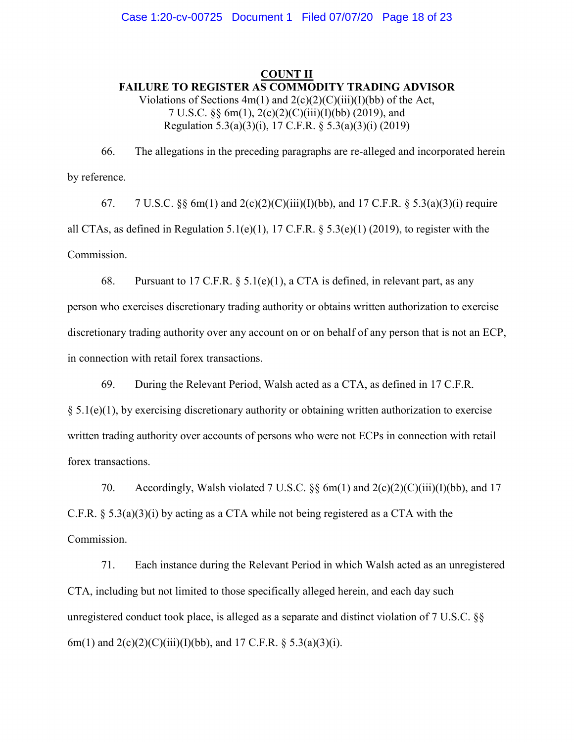## COUNT II

### FAILURE TO REGISTER AS COMMODITY TRADING ADVISOR

Violations of Sections 4m(1) and 2(c)(2)(C)(iii)(I)(bb) of the Act,
7 U.S.C. §§ 6m(1), 2(c)(2)(C)(iii)(I)(bb) (2019), and
Regulation 5.3(a)(3)(i), 17 C.F.R. § 5.3(a)(3)(i) (2019)

66. The allegations in the preceding paragraphs are re-alleged and incorporated herein by reference.

67. 7 U.S.C. §§ 6m(1) and 2(c)(2)(C)(iii)(I)(bb), and 17 C.F.R. § 5.3(a)(3)(i) require all CTAs, as defined in Regulation 5.1(e)(1), 17 C.F.R. § 5.3(e)(1) (2019), to register with the Commission.

68. Pursuant to 17 C.F.R. § 5.1(e)(1), a CTA is defined, in relevant part, as any person who exercises discretionary trading authority or obtains written authorization to exercise discretionary trading authority over any account on or on behalf of any person that is not an ECP, in connection with retail forex transactions.

69. During the Relevant Period, Walsh acted as a CTA, as defined in 17 C.F.R. § 5.1(e)(1), by exercising discretionary authority or obtaining written authorization to exercise written trading authority over accounts of persons who were not ECPs in connection with retail forex transactions.

70. Accordingly, Walsh violated 7 U.S.C. §§ 6m(1) and 2(c)(2)(C)(iii)(I)(bb), and 17 C.F.R. § 5.3(a)(3)(i) by acting as a CTA while not being registered as a CTA with the Commission.

71. Each instance during the Relevant Period in which Walsh acted as an unregistered CTA, including but not limited to those specifically alleged herein, and each day such unregistered conduct took place, is alleged as a separate and distinct violation of 7 U.S.C. §§ 6m(1) and 2(c)(2)(C)(iii)(I)(bb), and 17 C.F.R. § 5.3(a)(3)(i).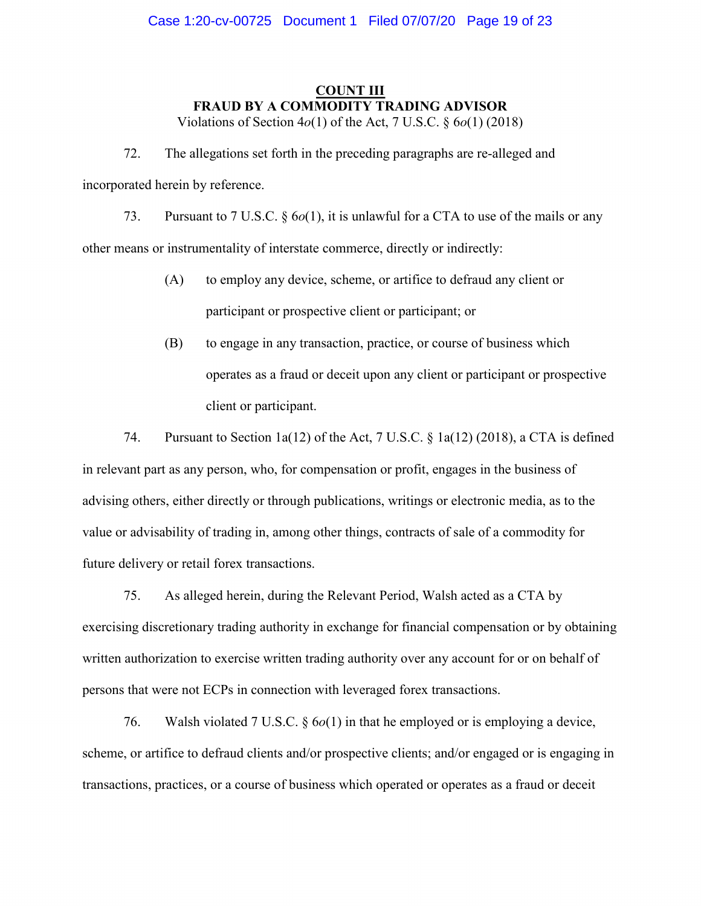**COUNT III**

**FRAUD BY A COMMODITY TRADING ADVISOR**

Violations of Section 4*o*(1) of the Act, 7 U.S.C. § 6*o*(1) (2018)

72. The allegations set forth in the preceding paragraphs are re-alleged and incorporated herein by reference.

73. Pursuant to 7 U.S.C. § 6*o*(1), it is unlawful for a CTA to use of the mails or any other means or instrumentality of interstate commerce, directly or indirectly:

> (A) to employ any device, scheme, or artifice to defraud any client or participant or prospective client or participant; or
>
> (B) to engage in any transaction, practice, or course of business which operates as a fraud or deceit upon any client or participant or prospective client or participant.

74. Pursuant to Section 1a(12) of the Act, 7 U.S.C. § 1a(12) (2018), a CTA is defined in relevant part as any person, who, for compensation or profit, engages in the business of advising others, either directly or through publications, writings or electronic media, as to the value or advisability of trading in, among other things, contracts of sale of a commodity for future delivery or retail forex transactions.

75. As alleged herein, during the Relevant Period, Walsh acted as a CTA by exercising discretionary trading authority in exchange for financial compensation or by obtaining written authorization to exercise written trading authority over any account for or on behalf of persons that were not ECPs in connection with leveraged forex transactions.

76. Walsh violated 7 U.S.C. § 6*o*(1) in that he employed or is employing a device, scheme, or artifice to defraud clients and/or prospective clients; and/or engaged or is engaging in transactions, practices, or a course of business which operated or operates as a fraud or deceit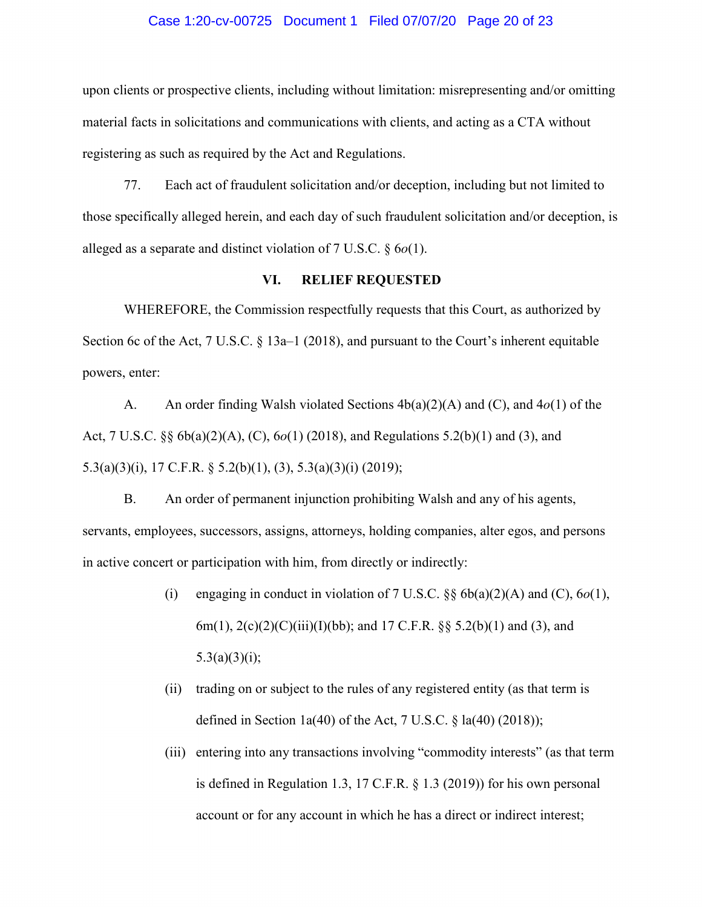upon clients or prospective clients, including without limitation: misrepresenting and/or omitting material facts in solicitations and communications with clients, and acting as a CTA without registering as such as required by the Act and Regulations.

77. Each act of fraudulent solicitation and/or deception, including but not limited to those specifically alleged herein, and each day of such fraudulent solicitation and/or deception, is alleged as a separate and distinct violation of 7 U.S.C. § 6*o*(1).

## VI. RELIEF REQUESTED

WHEREFORE, the Commission respectfully requests that this Court, as authorized by Section 6c of the Act, 7 U.S.C. § 13a–1 (2018), and pursuant to the Court's inherent equitable powers, enter:

A. An order finding Walsh violated Sections 4b(a)(2)(A) and (C), and 4*o*(1) of the Act, 7 U.S.C. §§ 6b(a)(2)(A), (C), 6*o*(1) (2018), and Regulations 5.2(b)(1) and (3), and 5.3(a)(3)(i), 17 C.F.R. § 5.2(b)(1), (3), 5.3(a)(3)(i) (2019);

B. An order of permanent injunction prohibiting Walsh and any of his agents, servants, employees, successors, assigns, attorneys, holding companies, alter egos, and persons in active concert or participation with him, from directly or indirectly:

(i) engaging in conduct in violation of 7 U.S.C. §§ 6b(a)(2)(A) and (C), 6*o*(1), 6m(1), 2(c)(2)(C)(iii)(I)(bb); and 17 C.F.R. §§ 5.2(b)(1) and (3), and 5.3(a)(3)(i);

(ii) trading on or subject to the rules of any registered entity (as that term is defined in Section 1a(40) of the Act, 7 U.S.C. § la(40) (2018));

(iii) entering into any transactions involving "commodity interests" (as that term is defined in Regulation 1.3, 17 C.F.R. § 1.3 (2019)) for his own personal account or for any account in which he has a direct or indirect interest;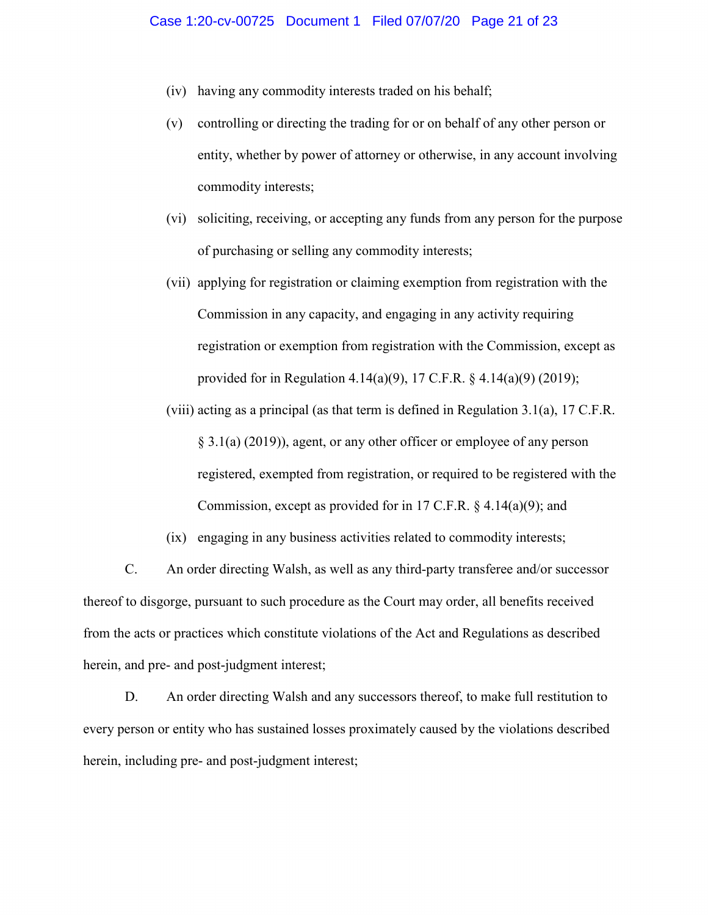(iv) having any commodity interests traded on his behalf;

(v) controlling or directing the trading for or on behalf of any other person or entity, whether by power of attorney or otherwise, in any account involving commodity interests;

(vi) soliciting, receiving, or accepting any funds from any person for the purpose of purchasing or selling any commodity interests;

(vii) applying for registration or claiming exemption from registration with the Commission in any capacity, and engaging in any activity requiring registration or exemption from registration with the Commission, except as provided for in Regulation 4.14(a)(9), 17 C.F.R. § 4.14(a)(9) (2019);

(viii) acting as a principal (as that term is defined in Regulation 3.1(a), 17 C.F.R. § 3.1(a) (2019)), agent, or any other officer or employee of any person registered, exempted from registration, or required to be registered with the Commission, except as provided for in 17 C.F.R. § 4.14(a)(9); and

(ix) engaging in any business activities related to commodity interests;

C. An order directing Walsh, as well as any third-party transferee and/or successor thereof to disgorge, pursuant to such procedure as the Court may order, all benefits received from the acts or practices which constitute violations of the Act and Regulations as described herein, and pre- and post-judgment interest;

D. An order directing Walsh and any successors thereof, to make full restitution to every person or entity who has sustained losses proximately caused by the violations described herein, including pre- and post-judgment interest;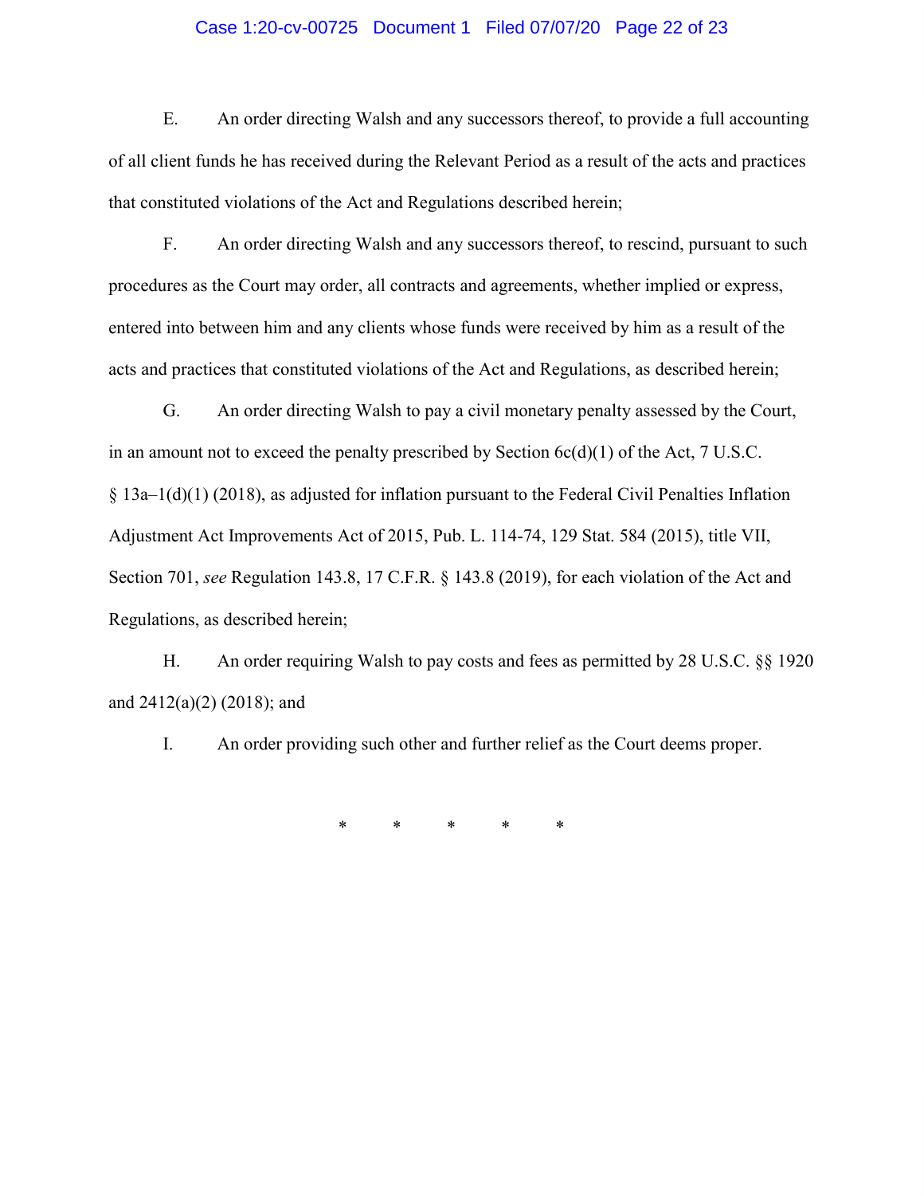E. An order directing Walsh and any successors thereof, to provide a full accounting of all client funds he has received during the Relevant Period as a result of the acts and practices that constituted violations of the Act and Regulations described herein;

F. An order directing Walsh and any successors thereof, to rescind, pursuant to such procedures as the Court may order, all contracts and agreements, whether implied or express, entered into between him and any clients whose funds were received by him as a result of the acts and practices that constituted violations of the Act and Regulations, as described herein;

G. An order directing Walsh to pay a civil monetary penalty assessed by the Court, in an amount not to exceed the penalty prescribed by Section 6c(d)(1) of the Act, 7 U.S.C. § 13a–1(d)(1) (2018), as adjusted for inflation pursuant to the Federal Civil Penalties Inflation Adjustment Act Improvements Act of 2015, Pub. L. 114-74, 129 Stat. 584 (2015), title VII, Section 701, *see* Regulation 143.8, 17 C.F.R. § 143.8 (2019), for each violation of the Act and Regulations, as described herein;

H. An order requiring Walsh to pay costs and fees as permitted by 28 U.S.C. §§ 1920 and 2412(a)(2) (2018); and

I. An order providing such other and further relief as the Court deems proper.

\* \* \* \* \*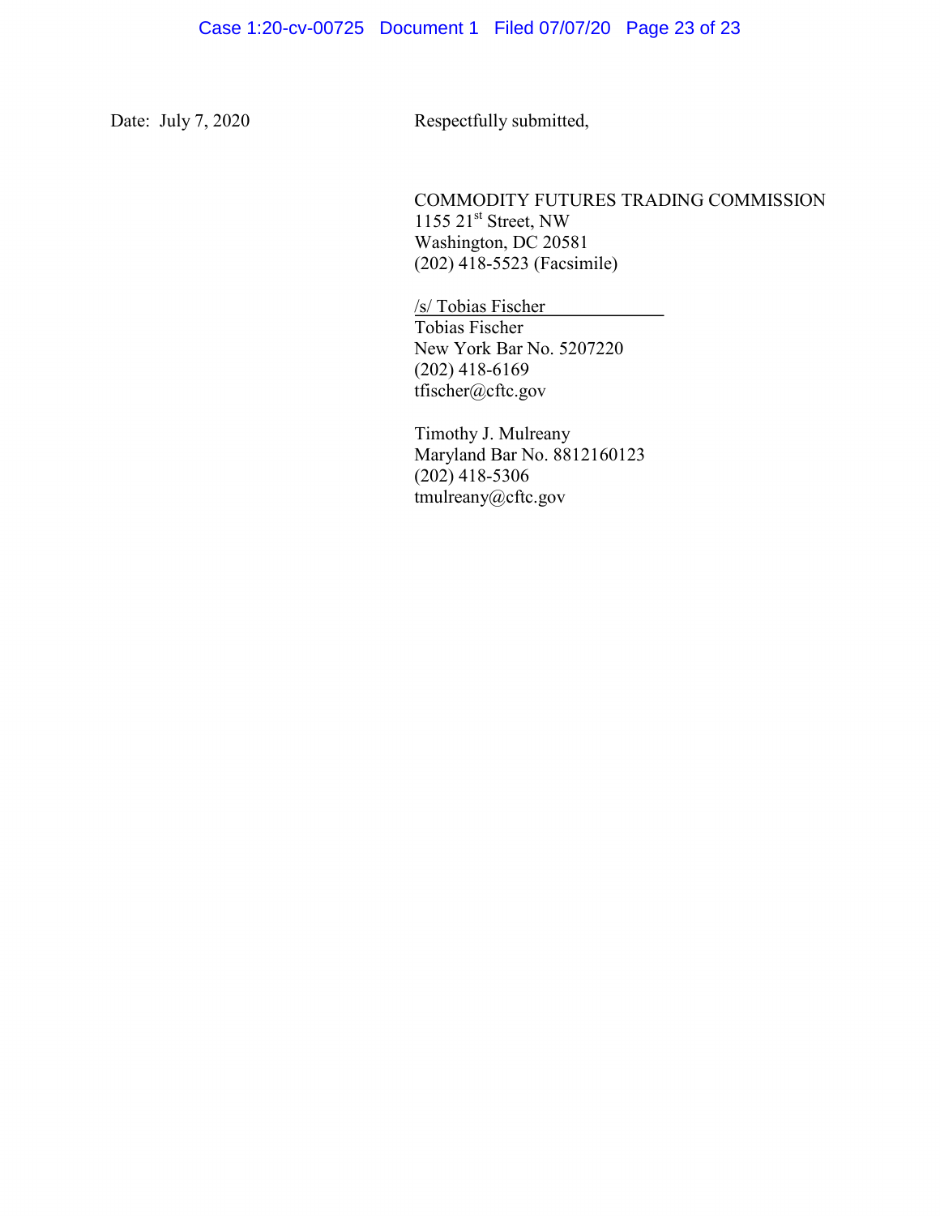Date: July 7, 2020

Respectfully submitted,

COMMODITY FUTURES TRADING COMMISSION
1155 21st Street, NW
Washington, DC 20581
(202) 418-5523 (Facsimile)

/s/ Tobias Fischer
Tobias Fischer
New York Bar No. 5207220
(202) 418-6169
tfischer@cftc.gov

Timothy J. Mulreany
Maryland Bar No. 8812160123
(202) 418-5306
tmulreany@cftc.gov